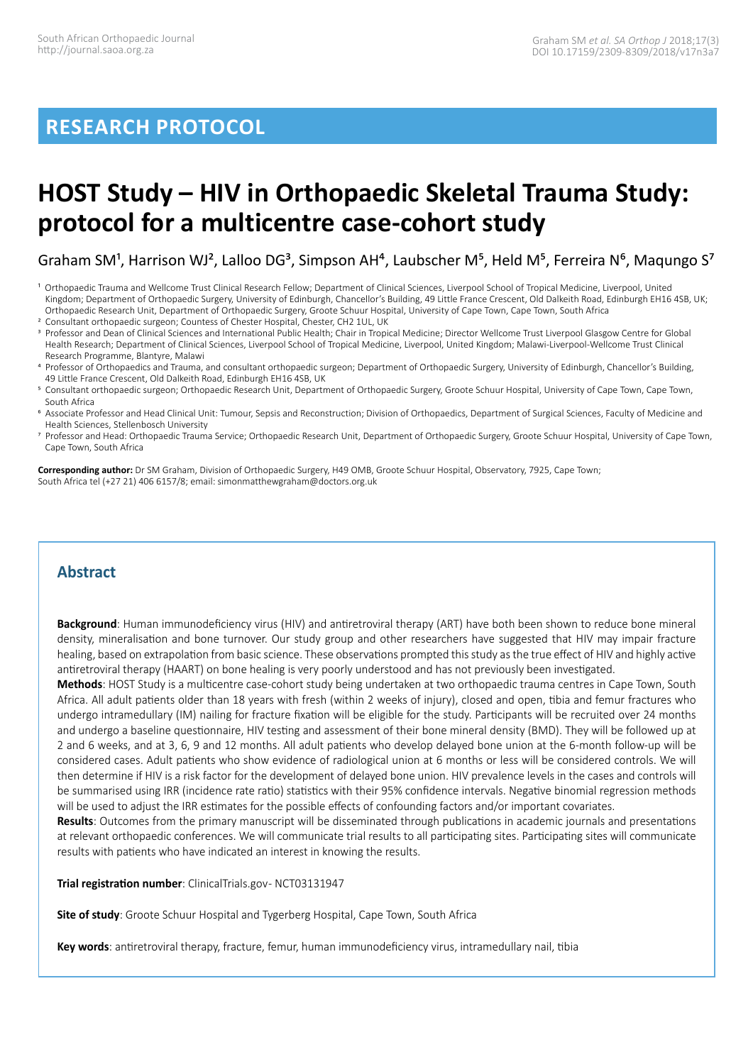RESEARCH PROTOCOL

# HOST Study – HIV in Orthopaedic Skeletal Trauma Study: protocol for a multicentre case-cohort study

Graham SM[1], Harrison WJ[2], Lalloo DG[3], Simpson AH[4], Laubscher M[5], Held M[5], Ferreira N[6], Maqungo S[7]

[1] Orthopaedic Trauma and Wellcome Trust Clinical Research Fellow; Department of Clinical Sciences, Liverpool School of Tropical Medicine, Liverpool, United Kingdom; Department of Orthopaedic Surgery, University of Edinburgh, Chancellor's Building, 49 Little France Crescent, Old Dalkeith Road, Edinburgh EH16 4SB, UK; Orthopaedic Research Unit, Department of Orthopaedic Surgery, Groote Schuur Hospital, University of Cape Town, Cape Town, South Africa

[2] Consultant orthopaedic surgeon; Countess of Chester Hospital, Chester, CH2 1UL, UK

[3] Professor and Dean of Clinical Sciences and International Public Health; Chair in Tropical Medicine; Director Wellcome Trust Liverpool Glasgow Centre for Global Health Research; Department of Clinical Sciences, Liverpool School of Tropical Medicine, Liverpool, United Kingdom; Malawi-Liverpool-Wellcome Trust Clinical Research Programme, Blantyre, Malawi

[4] Professor of Orthopaedics and Trauma, and consultant orthopaedic surgeon; Department of Orthopaedic Surgery, University of Edinburgh, Chancellor's Building, 49 Little France Crescent, Old Dalkeith Road, Edinburgh EH16 4SB, UK

[5] Consultant orthopaedic surgeon; Orthopaedic Research Unit, Department of Orthopaedic Surgery, Groote Schuur Hospital, University of Cape Town, Cape Town, South Africa

[6] Associate Professor and Head Clinical Unit: Tumour, Sepsis and Reconstruction; Division of Orthopaedics, Department of Surgical Sciences, Faculty of Medicine and Health Sciences, Stellenbosch University

[7] Professor and Head: Orthopaedic Trauma Service; Orthopaedic Research Unit, Department of Orthopaedic Surgery, Groote Schuur Hospital, University of Cape Town, Cape Town, South Africa

**Corresponding author:** Dr SM Graham, Division of Orthopaedic Surgery, H49 OMB, Groote Schuur Hospital, Observatory, 7925, Cape Town; South Africa tel (+27 21) 406 6157/8; email: simonmatthewgraham@doctors.org.uk

## Abstract

**Background**: Human immunodeficiency virus (HIV) and antiretroviral therapy (ART) have both been shown to reduce bone mineral density, mineralisation and bone turnover. Our study group and other researchers have suggested that HIV may impair fracture healing, based on extrapolation from basic science. These observations prompted this study as the true effect of HIV and highly active antiretroviral therapy (HAART) on bone healing is very poorly understood and has not previously been investigated.

**Methods**: HOST Study is a multicentre case-cohort study being undertaken at two orthopaedic trauma centres in Cape Town, South Africa. All adult patients older than 18 years with fresh (within 2 weeks of injury), closed and open, tibia and femur fractures who undergo intramedullary (IM) nailing for fracture fixation will be eligible for the study. Participants will be recruited over 24 months and undergo a baseline questionnaire, HIV testing and assessment of their bone mineral density (BMD). They will be followed up at 2 and 6 weeks, and at 3, 6, 9 and 12 months. All adult patients who develop delayed bone union at the 6-month follow-up will be considered cases. Adult patients who show evidence of radiological union at 6 months or less will be considered controls. We will then determine if HIV is a risk factor for the development of delayed bone union. HIV prevalence levels in the cases and controls will be summarised using IRR (incidence rate ratio) statistics with their 95% confidence intervals. Negative binomial regression methods will be used to adjust the IRR estimates for the possible effects of confounding factors and/or important covariates.

**Results**: Outcomes from the primary manuscript will be disseminated through publications in academic journals and presentations at relevant orthopaedic conferences. We will communicate trial results to all participating sites. Participating sites will communicate results with patients who have indicated an interest in knowing the results.

**Trial registration number**: ClinicalTrials.gov- NCT03131947

**Site of study**: Groote Schuur Hospital and Tygerberg Hospital, Cape Town, South Africa

**Key words**: antiretroviral therapy, fracture, femur, human immunodeficiency virus, intramedullary nail, tibia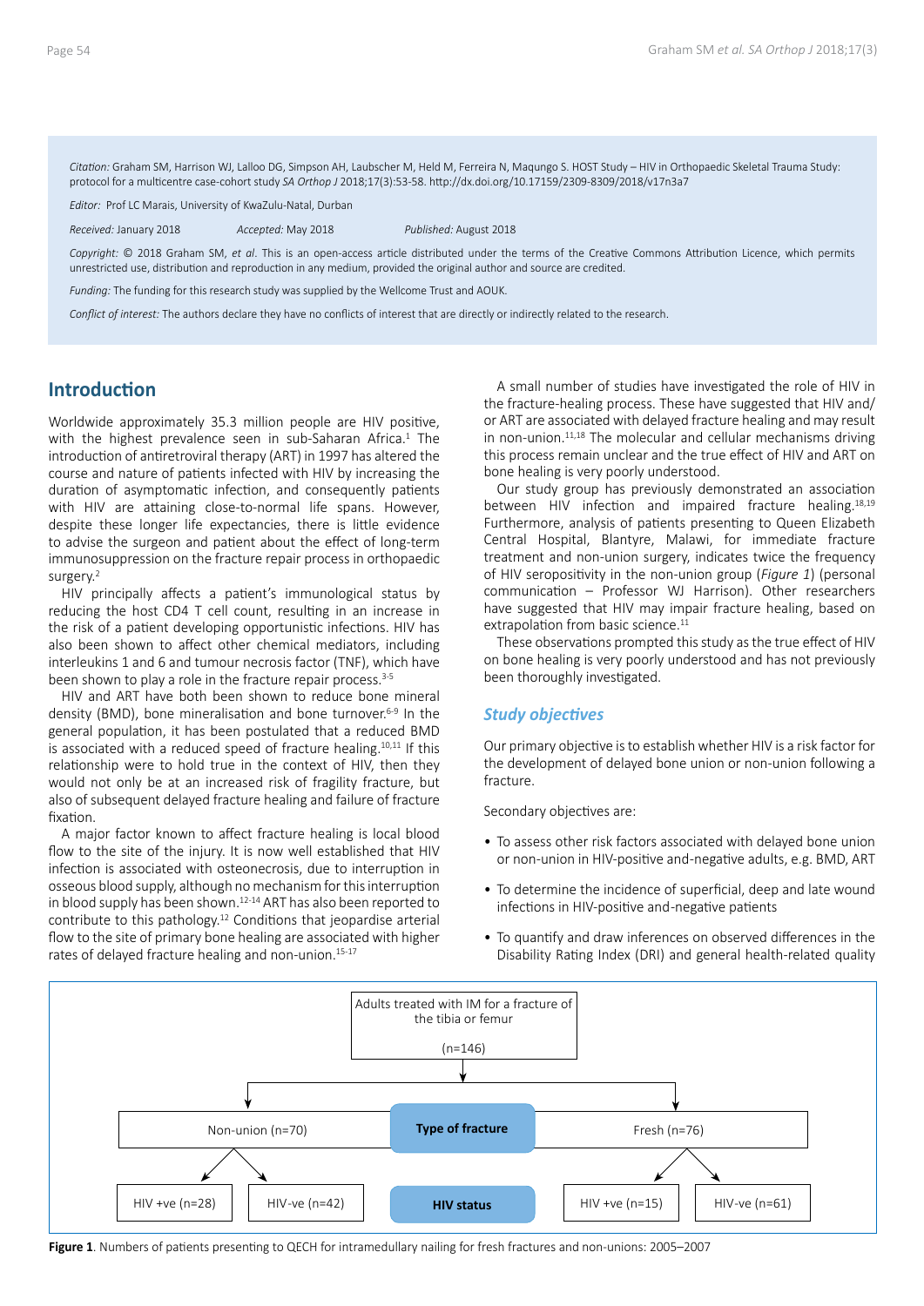*Citation:* Graham SM, Harrison WJ, Lalloo DG, Simpson AH, Laubscher M, Held M, Ferreira N, Maqungo S. HOST Study – HIV in Orthopaedic Skeletal Trauma Study: protocol for a multicentre case-cohort study *SA Orthop J* 2018;17(3):53-58. http://dx.doi.org/10.17159/2309-8309/2018/v17n3a7

*Editor:* Prof LC Marais, University of KwaZulu-Natal, Durban

*Received:* January 2018 *Accepted:* May 2018 *Published:* August 2018

*Copyright:* © 2018 Graham SM, *et al*. This is an open-access article distributed under the terms of the Creative Commons Attribution Licence, which permits unrestricted use, distribution and reproduction in any medium, provided the original author and source are credited.

*Funding:* The funding for this research study was supplied by the Wellcome Trust and AOUK.

*Conflict of interest:* The authors declare they have no conflicts of interest that are directly or indirectly related to the research.

## Introduction

Worldwide approximately 35.3 million people are HIV positive, with the highest prevalence seen in sub-Saharan Africa.[1] The introduction of antiretroviral therapy (ART) in 1997 has altered the course and nature of patients infected with HIV by increasing the duration of asymptomatic infection, and consequently patients with HIV are attaining close-to-normal life spans. However, despite these longer life expectancies, there is little evidence to advise the surgeon and patient about the effect of long-term immunosuppression on the fracture repair process in orthopaedic surgery.[2]

HIV principally affects a patient's immunological status by reducing the host CD4 T cell count, resulting in an increase in the risk of a patient developing opportunistic infections. HIV has also been shown to affect other chemical mediators, including interleukins 1 and 6 and tumour necrosis factor (TNF), which have been shown to play a role in the fracture repair process.[3-5]

HIV and ART have both been shown to reduce bone mineral density (BMD), bone mineralisation and bone turnover.[6-9] In the general population, it has been postulated that a reduced BMD is associated with a reduced speed of fracture healing.[10,11] If this relationship were to hold true in the context of HIV, then they would not only be at an increased risk of fragility fracture, but also of subsequent delayed fracture healing and failure of fracture fixation.

A major factor known to affect fracture healing is local blood flow to the site of the injury. It is now well established that HIV infection is associated with osteonecrosis, due to interruption in osseous blood supply, although no mechanism for this interruption in blood supply has been shown.[12-14] ART has also been reported to contribute to this pathology.[12] Conditions that jeopardise arterial flow to the site of primary bone healing are associated with higher rates of delayed fracture healing and non-union.[15-17]

A small number of studies have investigated the role of HIV in the fracture-healing process. These have suggested that HIV and/or ART are associated with delayed fracture healing and may result in non-union.[11,18] The molecular and cellular mechanisms driving this process remain unclear and the true effect of HIV and ART on bone healing is very poorly understood.

Our study group has previously demonstrated an association between HIV infection and impaired fracture healing.[18,19] Furthermore, analysis of patients presenting to Queen Elizabeth Central Hospital, Blantyre, Malawi, for immediate fracture treatment and non-union surgery, indicates twice the frequency of HIV seropositivity in the non-union group (*Figure 1*) (personal communication – Professor WJ Harrison). Other researchers have suggested that HIV may impair fracture healing, based on extrapolation from basic science.[11]

These observations prompted this study as the true effect of HIV on bone healing is very poorly understood and has not previously been thoroughly investigated.

### Study objectives

Our primary objective is to establish whether HIV is a risk factor for the development of delayed bone union or non-union following a fracture.

Secondary objectives are:

- To assess other risk factors associated with delayed bone union or non-union in HIV-positive and-negative adults, e.g. BMD, ART
- To determine the incidence of superficial, deep and late wound infections in HIV-positive and-negative patients
- To quantify and draw inferences on observed differences in the Disability Rating Index (DRI) and general health-related quality

Adults treated with IM for a fracture of the tibia or femur (n=146)

Type of fracture: Non-union (n=70) → HIV +ve (n=28), HIV-ve (n=42); Fresh (n=76) → HIV +ve (n=15), HIV-ve (n=61)

HIV status

**Figure 1**. Numbers of patients presenting to QECH for intramedullary nailing for fresh fractures and non-unions: 2005–2007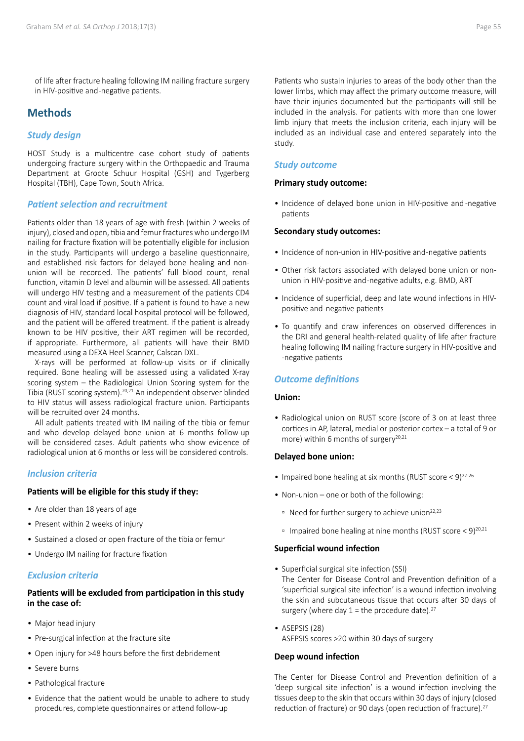of life after fracture healing following IM nailing fracture surgery in HIV-positive and-negative patients.

## Methods

### *Study design*

HOST Study is a multicentre case cohort study of patients undergoing fracture surgery within the Orthopaedic and Trauma Department at Groote Schuur Hospital (GSH) and Tygerberg Hospital (TBH), Cape Town, South Africa.

### *Patient selection and recruitment*

Patients older than 18 years of age with fresh (within 2 weeks of injury), closed and open, tibia and femur fractures who undergo IM nailing for fracture fixation will be potentially eligible for inclusion in the study. Participants will undergo a baseline questionnaire, and established risk factors for delayed bone healing and non-union will be recorded. The patients' full blood count, renal function, vitamin D level and albumin will be assessed. All patients will undergo HIV testing and a measurement of the patients CD4 count and viral load if positive. If a patient is found to have a new diagnosis of HIV, standard local hospital protocol will be followed, and the patient will be offered treatment. If the patient is already known to be HIV positive, their ART regimen will be recorded, if appropriate. Furthermore, all patients will have their BMD measured using a DEXA Heel Scanner, Calscan DXL.

X-rays will be performed at follow-up visits or if clinically required. Bone healing will be assessed using a validated X-ray scoring system – the Radiological Union Scoring system for the Tibia (RUST scoring system).[20,21] An independent observer blinded to HIV status will assess radiological fracture union. Participants will be recruited over 24 months.

All adult patients treated with IM nailing of the tibia or femur and who develop delayed bone union at 6 months follow-up will be considered cases. Adult patients who show evidence of radiological union at 6 months or less will be considered controls.

### *Inclusion criteria*

**Patients will be eligible for this study if they:**

- Are older than 18 years of age
- Present within 2 weeks of injury
- Sustained a closed or open fracture of the tibia or femur
- Undergo IM nailing for fracture fixation

### *Exclusion criteria*

**Patients will be excluded from participation in this study in the case of:**

- Major head injury
- Pre-surgical infection at the fracture site
- Open injury for >48 hours before the first debridement
- Severe burns
- Pathological fracture
- Evidence that the patient would be unable to adhere to study procedures, complete questionnaires or attend follow-up

Patients who sustain injuries to areas of the body other than the lower limbs, which may affect the primary outcome measure, will have their injuries documented but the participants will still be included in the analysis. For patients with more than one lower limb injury that meets the inclusion criteria, each injury will be included as an individual case and entered separately into the study.

### *Study outcome*

**Primary study outcome:**

- Incidence of delayed bone union in HIV-positive and -negative patients

**Secondary study outcomes:**

- Incidence of non-union in HIV-positive and-negative patients
- Other risk factors associated with delayed bone union or non-union in HIV-positive and-negative adults, e.g. BMD, ART
- Incidence of superficial, deep and late wound infections in HIV-positive and-negative patients
- To quantify and draw inferences on observed differences in the DRI and general health-related quality of life after fracture healing following IM nailing fracture surgery in HIV-positive and -negative patients

### *Outcome definitions*

**Union:**

- Radiological union on RUST score (score of 3 on at least three cortices in AP, lateral, medial or posterior cortex – a total of 9 or more) within 6 months of surgery[20,21]

**Delayed bone union:**

- Impaired bone healing at six months (RUST score < 9)[22-26]
- Non-union – one or both of the following:
  - Need for further surgery to achieve union[22,23]
  - Impaired bone healing at nine months (RUST score < 9)[20,21]

**Superficial wound infection**

- Superficial surgical site infection (SSI)
  The Center for Disease Control and Prevention definition of a 'superficial surgical site infection' is a wound infection involving the skin and subcutaneous tissue that occurs after 30 days of surgery (where day 1 = the procedure date).[27]
- ASEPSIS (28)
  ASEPSIS scores >20 within 30 days of surgery

**Deep wound infection**

The Center for Disease Control and Prevention definition of a 'deep surgical site infection' is a wound infection involving the tissues deep to the skin that occurs within 30 days of injury (closed reduction of fracture) or 90 days (open reduction of fracture).[27]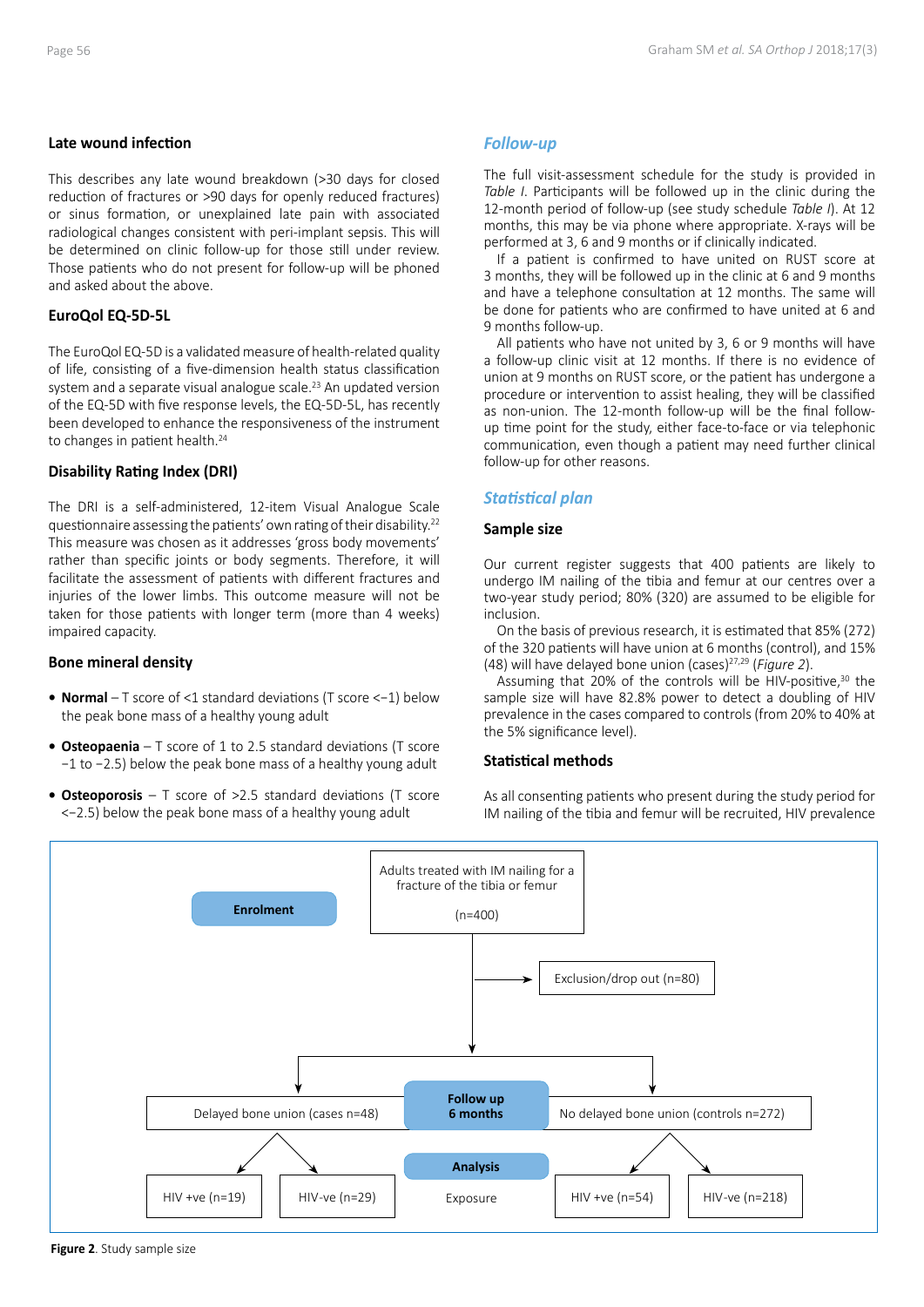#### Late wound infection

This describes any late wound breakdown (>30 days for closed reduction of fractures or >90 days for openly reduced fractures) or sinus formation, or unexplained late pain with associated radiological changes consistent with peri-implant sepsis. This will be determined on clinic follow-up for those still under review. Those patients who do not present for follow-up will be phoned and asked about the above.

#### EuroQol EQ-5D-5L

The EuroQol EQ-5D is a validated measure of health-related quality of life, consisting of a five-dimension health status classification system and a separate visual analogue scale.[23] An updated version of the EQ-5D with five response levels, the EQ-5D-5L, has recently been developed to enhance the responsiveness of the instrument to changes in patient health.[24]

#### Disability Rating Index (DRI)

The DRI is a self-administered, 12-item Visual Analogue Scale questionnaire assessing the patients' own rating of their disability.[22] This measure was chosen as it addresses 'gross body movements' rather than specific joints or body segments. Therefore, it will facilitate the assessment of patients with different fractures and injuries of the lower limbs. This outcome measure will not be taken for those patients with longer term (more than 4 weeks) impaired capacity.

#### Bone mineral density

- **Normal** – T score of <1 standard deviations (T score <−1) below the peak bone mass of a healthy young adult
- **Osteopaenia** – T score of 1 to 2.5 standard deviations (T score −1 to −2.5) below the peak bone mass of a healthy young adult
- **Osteoporosis** – T score of >2.5 standard deviations (T score <−2.5) below the peak bone mass of a healthy young adult

### *Follow-up*

The full visit-assessment schedule for the study is provided in *Table I*. Participants will be followed up in the clinic during the 12-month period of follow-up (see study schedule *Table I*). At 12 months, this may be via phone where appropriate. X-rays will be performed at 3, 6 and 9 months or if clinically indicated.

If a patient is confirmed to have united on RUST score at 3 months, they will be followed up in the clinic at 6 and 9 months and have a telephone consultation at 12 months. The same will be done for patients who are confirmed to have united at 6 and 9 months follow-up.

All patients who have not united by 3, 6 or 9 months will have a follow-up clinic visit at 12 months. If there is no evidence of union at 9 months on RUST score, or the patient has undergone a procedure or intervention to assist healing, they will be classified as non-union. The 12-month follow-up will be the final follow-up time point for the study, either face-to-face or via telephonic communication, even though a patient may need further clinical follow-up for other reasons.

### *Statistical plan*

#### Sample size

Our current register suggests that 400 patients are likely to undergo IM nailing of the tibia and femur at our centres over a two-year study period; 80% (320) are assumed to be eligible for inclusion.

On the basis of previous research, it is estimated that 85% (272) of the 320 patients will have union at 6 months (control), and 15% (48) will have delayed bone union (cases)[27,29] (*Figure 2*).

Assuming that 20% of the controls will be HIV-positive,[30] the sample size will have 82.8% power to detect a doubling of HIV prevalence in the cases compared to controls (from 20% to 40% at the 5% significance level).

#### Statistical methods

As all consenting patients who present during the study period for IM nailing of the tibia and femur will be recruited, HIV prevalence

Enrolment

Adults treated with IM nailing for a fracture of the tibia or femur (n=400)

Exclusion/drop out (n=80)

Follow up 6 months

Delayed bone union (cases n=48)

No delayed bone union (controls n=272)

Analysis

HIV +ve (n=19) | HIV-ve (n=29) | Exposure | HIV +ve (n=54) | HIV-ve (n=218)

**Figure 2**. Study sample size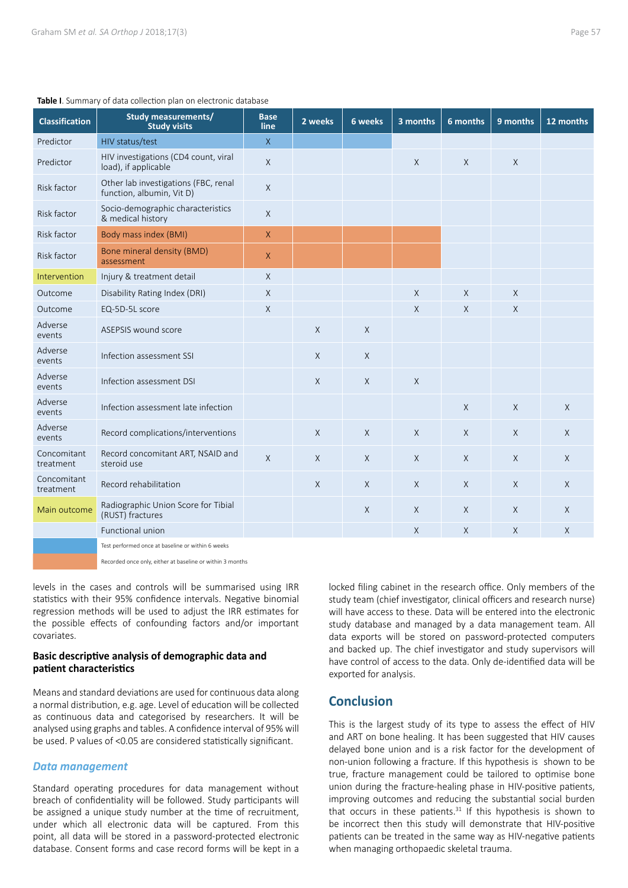**Table I**. Summary of data collection plan on electronic database

| Classification | Study measurements/ Study visits | Base line | 2 weeks | 6 weeks | 3 months | 6 months | 9 months | 12 months |
|---|---|---|---|---|---|---|---|---|
| Predictor | HIV status/test | X | | | | | | |
| Predictor | HIV investigations (CD4 count, viral load), if applicable | X | | | X | X | X | |
| Risk factor | Other lab investigations (FBC, renal function, albumin, Vit D) | X | | | | | | |
| Risk factor | Socio-demographic characteristics & medical history | X | | | | | | |
| Risk factor | Body mass index (BMI) | X | | | | | | |
| Risk factor | Bone mineral density (BMD) assessment | X | | | | | | |
| Intervention | Injury & treatment detail | X | | | | | | |
| Outcome | Disability Rating Index (DRI) | X | | | X | X | X | |
| Outcome | EQ-5D-5L score | X | | | X | X | X | |
| Adverse events | ASEPSIS wound score | | X | X | | | | |
| Adverse events | Infection assessment SSI | | X | X | | | | |
| Adverse events | Infection assessment DSI | | X | X | X | | | |
| Adverse events | Infection assessment late infection | | | | | X | X | X |
| Adverse events | Record complications/interventions | | X | X | X | X | X | X |
| Concomitant treatment | Record concomitant ART, NSAID and steroid use | X | X | X | X | X | X | X |
| Concomitant treatment | Record rehabilitation | | X | X | X | X | X | X |
| Main outcome | Radiographic Union Score for Tibial (RUST) fractures | | | X | X | X | X | X |
| | Functional union | | | | X | X | X | X |

Blue: Test performed once at baseline or within 6 weeks

Orange: Recorded once only, either at baseline or within 3 months

levels in the cases and controls will be summarised using IRR statistics with their 95% confidence intervals. Negative binomial regression methods will be used to adjust the IRR estimates for the possible effects of confounding factors and/or important covariates.

### Basic descriptive analysis of demographic data and patient characteristics

Means and standard deviations are used for continuous data along a normal distribution, e.g. age. Level of education will be collected as continuous data and categorised by researchers. It will be analysed using graphs and tables. A confidence interval of 95% will be used. P values of <0.05 are considered statistically significant.

### *Data management*

Standard operating procedures for data management without breach of confidentiality will be followed. Study participants will be assigned a unique study number at the time of recruitment, under which all electronic data will be captured. From this point, all data will be stored in a password-protected electronic database. Consent forms and case record forms will be kept in a locked filing cabinet in the research office. Only members of the study team (chief investigator, clinical officers and research nurse) will have access to these. Data will be entered into the electronic study database and managed by a data management team. All data exports will be stored on password-protected computers and backed up. The chief investigator and study supervisors will have control of access to the data. Only de-identified data will be exported for analysis.

## Conclusion

This is the largest study of its type to assess the effect of HIV and ART on bone healing. It has been suggested that HIV causes delayed bone union and is a risk factor for the development of non-union following a fracture. If this hypothesis is shown to be true, fracture management could be tailored to optimise bone union during the fracture-healing phase in HIV-positive patients, improving outcomes and reducing the substantial social burden that occurs in these patients.[31] If this hypothesis is shown to be incorrect then this study will demonstrate that HIV-positive patients can be treated in the same way as HIV-negative patients when managing orthopaedic skeletal trauma.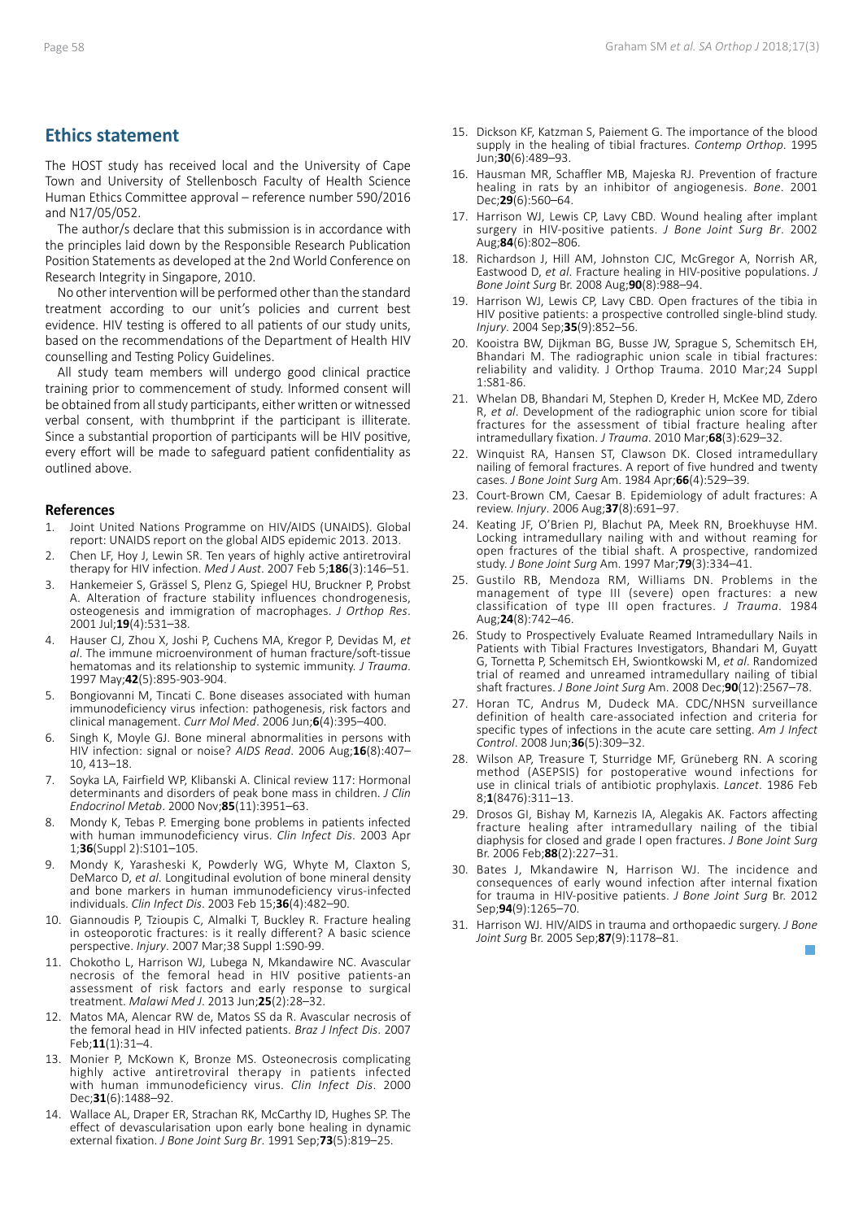## Ethics statement

The HOST study has received local and the University of Cape Town and University of Stellenbosch Faculty of Health Science Human Ethics Committee approval – reference number 590/2016 and N17/05/052.

The author/s declare that this submission is in accordance with the principles laid down by the Responsible Research Publication Position Statements as developed at the 2nd World Conference on Research Integrity in Singapore, 2010.

No other intervention will be performed other than the standard treatment according to our unit's policies and current best evidence. HIV testing is offered to all patients of our study units, based on the recommendations of the Department of Health HIV counselling and Testing Policy Guidelines.

All study team members will undergo good clinical practice training prior to commencement of study. Informed consent will be obtained from all study participants, either written or witnessed verbal consent, with thumbprint if the participant is illiterate. Since a substantial proportion of participants will be HIV positive, every effort will be made to safeguard patient confidentiality as outlined above.

### References

1. Joint United Nations Programme on HIV/AIDS (UNAIDS). Global report: UNAIDS report on the global AIDS epidemic 2013. 2013.
2. Chen LF, Hoy J, Lewin SR. Ten years of highly active antiretroviral therapy for HIV infection. *Med J Aust*. 2007 Feb 5;**186**(3):146–51.
3. Hankemeier S, Grässel S, Plenz G, Spiegel HU, Bruckner P, Probst A. Alteration of fracture stability influences chondrogenesis, osteogenesis and immigration of macrophages. *J Orthop Res*. 2001 Jul;**19**(4):531–38.
4. Hauser CJ, Zhou X, Joshi P, Cuchens MA, Kregor P, Devidas M, *et al*. The immune microenvironment of human fracture/soft-tissue hematomas and its relationship to systemic immunity. *J Trauma*. 1997 May;**42**(5):895-903-904.
5. Bongiovanni M, Tincati C. Bone diseases associated with human immunodeficiency virus infection: pathogenesis, risk factors and clinical management. *Curr Mol Med*. 2006 Jun;**6**(4):395–400.
6. Singh K, Moyle GJ. Bone mineral abnormalities in persons with HIV infection: signal or noise? *AIDS Read*. 2006 Aug;**16**(8):407–10, 413–18.
7. Soyka LA, Fairfield WP, Klibanski A. Clinical review 117: Hormonal determinants and disorders of peak bone mass in children. *J Clin Endocrinol Metab*. 2000 Nov;**85**(11):3951–63.
8. Mondy K, Tebas P. Emerging bone problems in patients infected with human immunodeficiency virus. *Clin Infect Dis*. 2003 Apr 1;**36**(Suppl 2):S101–105.
9. Mondy K, Yarasheski K, Powderly WG, Whyte M, Claxton S, DeMarco D, *et al*. Longitudinal evolution of bone mineral density and bone markers in human immunodeficiency virus-infected individuals. *Clin Infect Dis*. 2003 Feb 15;**36**(4):482–90.
10. Giannoudis P, Tzioupis C, Almalki T, Buckley R. Fracture healing in osteoporotic fractures: is it really different? A basic science perspective. *Injury*. 2007 Mar;38 Suppl 1:S90-99.
11. Chokotho L, Harrison WJ, Lubega N, Mkandawire NC. Avascular necrosis of the femoral head in HIV positive patients-an assessment of risk factors and early response to surgical treatment. *Malawi Med J*. 2013 Jun;**25**(2):28–32.
12. Matos MA, Alencar RW de, Matos SS da R. Avascular necrosis of the femoral head in HIV infected patients. *Braz J Infect Dis*. 2007 Feb;**11**(1):31–4.
13. Monier P, McKown K, Bronze MS. Osteonecrosis complicating highly active antiretroviral therapy in patients infected with human immunodeficiency virus. *Clin Infect Dis*. 2000 Dec;**31**(6):1488–92.
14. Wallace AL, Draper ER, Strachan RK, McCarthy ID, Hughes SP. The effect of devascularisation upon early bone healing in dynamic external fixation. *J Bone Joint Surg Br*. 1991 Sep;**73**(5):819–25.
15. Dickson KF, Katzman S, Paiement G. The importance of the blood supply in the healing of tibial fractures. *Contemp Orthop*. 1995 Jun;**30**(6):489–93.
16. Hausman MR, Schaffler MB, Majeska RJ. Prevention of fracture healing in rats by an inhibitor of angiogenesis. *Bone*. 2001 Dec;**29**(6):560–64.
17. Harrison WJ, Lewis CP, Lavy CBD. Wound healing after implant surgery in HIV-positive patients. *J Bone Joint Surg Br*. 2002 Aug;**84**(6):802–806.
18. Richardson J, Hill AM, Johnston CJC, McGregor A, Norrish AR, Eastwood D, *et al*. Fracture healing in HIV-positive populations. *J Bone Joint Surg* Br. 2008 Aug;**90**(8):988–94.
19. Harrison WJ, Lewis CP, Lavy CBD. Open fractures of the tibia in HIV positive patients: a prospective controlled single-blind study. *Injury*. 2004 Sep;**35**(9):852–56.
20. Kooistra BW, Dijkman BG, Busse JW, Sprague S, Schemitsch EH, Bhandari M. The radiographic union scale in tibial fractures: reliability and validity. J Orthop Trauma. 2010 Mar;24 Suppl 1:S81-86.
21. Whelan DB, Bhandari M, Stephen D, Kreder H, McKee MD, Zdero R, *et al*. Development of the radiographic union score for tibial fractures for the assessment of tibial fracture healing after intramedullary fixation. *J Trauma*. 2010 Mar;**68**(3):629–32.
22. Winquist RA, Hansen ST, Clawson DK. Closed intramedullary nailing of femoral fractures. A report of five hundred and twenty cases. *J Bone Joint Surg* Am. 1984 Apr;**66**(4):529–39.
23. Court-Brown CM, Caesar B. Epidemiology of adult fractures: A review. *Injury*. 2006 Aug;**37**(8):691–97.
24. Keating JF, O'Brien PJ, Blachut PA, Meek RN, Broekhuyse HM. Locking intramedullary nailing with and without reaming for open fractures of the tibial shaft. A prospective, randomized study. *J Bone Joint Surg* Am. 1997 Mar;**79**(3):334–41.
25. Gustilo RB, Mendoza RM, Williams DN. Problems in the management of type III (severe) open fractures: a new classification of type III open fractures. *J Trauma*. 1984 Aug;**24**(8):742–46.
26. Study to Prospectively Evaluate Reamed Intramedullary Nails in Patients with Tibial Fractures Investigators, Bhandari M, Guyatt G, Tornetta P, Schemitsch EH, Swiontkowski M, *et al*. Randomized trial of reamed and unreamed intramedullary nailing of tibial shaft fractures. *J Bone Joint Surg* Am. 2008 Dec;**90**(12):2567–78.
27. Horan TC, Andrus M, Dudeck MA. CDC/NHSN surveillance definition of health care-associated infection and criteria for specific types of infections in the acute care setting. *Am J Infect Control*. 2008 Jun;**36**(5):309–32.
28. Wilson AP, Treasure T, Sturridge MF, Grüneberg RN. A scoring method (ASEPSIS) for postoperative wound infections for use in clinical trials of antibiotic prophylaxis. *Lancet*. 1986 Feb 8;**1**(8476):311–13.
29. Drosos GI, Bishay M, Karnezis IA, Alegakis AK. Factors affecting fracture healing after intramedullary nailing of the tibial diaphysis for closed and grade I open fractures. *J Bone Joint Surg* Br. 2006 Feb;**88**(2):227–31.
30. Bates J, Mkandawire N, Harrison WJ. The incidence and consequences of early wound infection after internal fixation for trauma in HIV-positive patients. *J Bone Joint Surg* Br. 2012 Sep;**94**(9):1265–70.
31. Harrison WJ. HIV/AIDS in trauma and orthopaedic surgery. *J Bone Joint Surg* Br. 2005 Sep;**87**(9):1178–81.